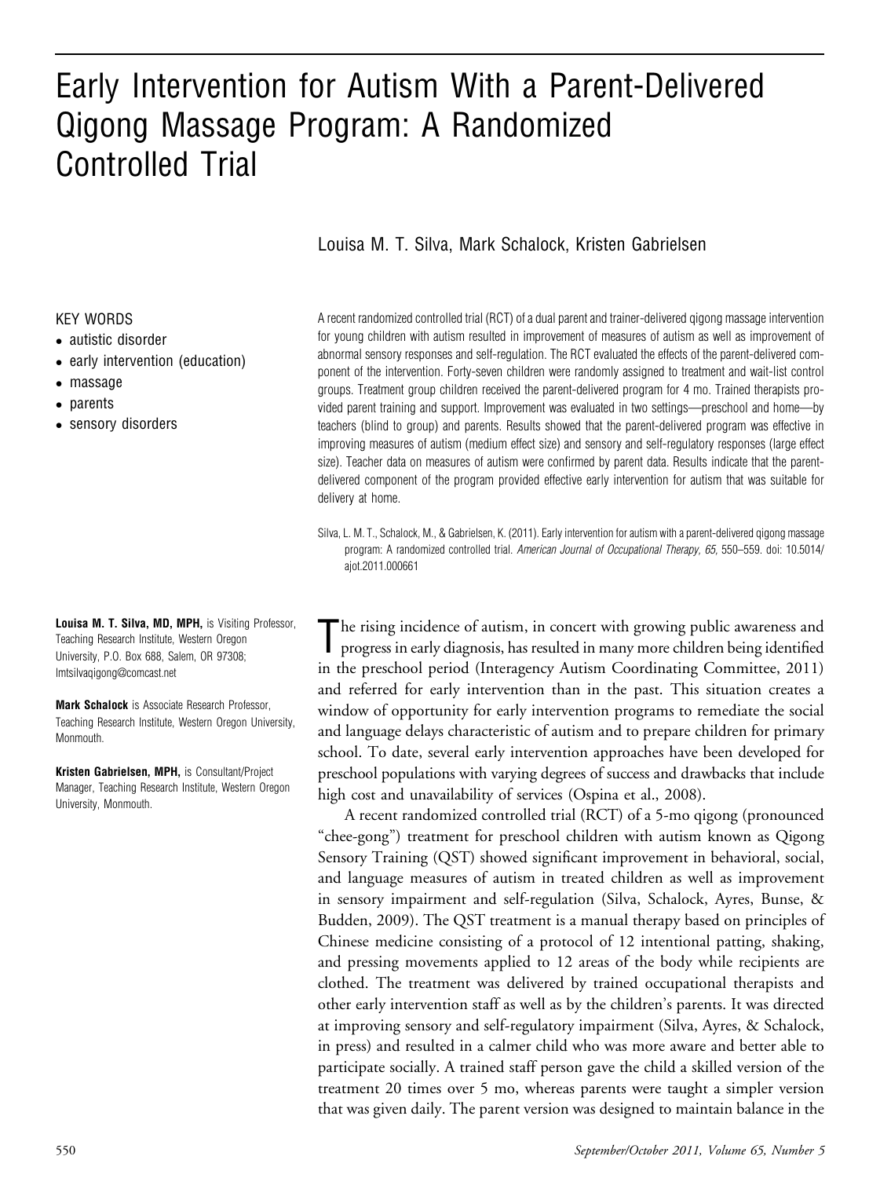# Early Intervention for Autism With a Parent-Delivered Qigong Massage Program: A Randomized Controlled Trial

Louisa M. T. Silva, Mark Schalock, Kristen Gabrielsen

**KEY WORDS**

- autistic disorder
- early intervention (education)
- massage
- parents
- sensory disorders

A recent randomized controlled trial (RCT) of a dual parent and trainer-delivered qigong massage intervention for young children with autism resulted in improvement of measures of autism as well as improvement of abnormal sensory responses and self-regulation. The RCT evaluated the effects of the parent-delivered component of the intervention. Forty-seven children were randomly assigned to treatment and wait-list control groups. Treatment group children received the parent-delivered program for 4 mo. Trained therapists provided parent training and support. Improvement was evaluated in two settings—preschool and home—by teachers (blind to group) and parents. Results showed that the parent-delivered program was effective in improving measures of autism (medium effect size) and sensory and self-regulatory responses (large effect size). Teacher data on measures of autism were confirmed by parent data. Results indicate that the parent-delivered component of the program provided effective early intervention for autism that was suitable for delivery at home.

Silva, L. M. T., Schalock, M., & Gabrielsen, K. (2011). Early intervention for autism with a parent-delivered qigong massage program: A randomized controlled trial. *American Journal of Occupational Therapy, 65,* 550–559. doi: 10.5014/ajot.2011.000661

**Louisa M. T. Silva, MD, MPH,** is Visiting Professor, Teaching Research Institute, Western Oregon University, P.O. Box 688, Salem, OR 97308; lmtsilvaqigong@comcast.net

**Mark Schalock** is Associate Research Professor, Teaching Research Institute, Western Oregon University, Monmouth.

**Kristen Gabrielsen, MPH,** is Consultant/Project Manager, Teaching Research Institute, Western Oregon University, Monmouth.

The rising incidence of autism, in concert with growing public awareness and progress in early diagnosis, has resulted in many more children being identified in the preschool period (Interagency Autism Coordinating Committee, 2011) and referred for early intervention than in the past. This situation creates a window of opportunity for early intervention programs to remediate the social and language delays characteristic of autism and to prepare children for primary school. To date, several early intervention approaches have been developed for preschool populations with varying degrees of success and drawbacks that include high cost and unavailability of services (Ospina et al., 2008).

A recent randomized controlled trial (RCT) of a 5-mo qigong (pronounced "chee-gong") treatment for preschool children with autism known as Qigong Sensory Training (QST) showed significant improvement in behavioral, social, and language measures of autism in treated children as well as improvement in sensory impairment and self-regulation (Silva, Schalock, Ayres, Bunse, & Budden, 2009). The QST treatment is a manual therapy based on principles of Chinese medicine consisting of a protocol of 12 intentional patting, shaking, and pressing movements applied to 12 areas of the body while recipients are clothed. The treatment was delivered by trained occupational therapists and other early intervention staff as well as by the children's parents. It was directed at improving sensory and self-regulatory impairment (Silva, Ayres, & Schalock, in press) and resulted in a calmer child who was more aware and better able to participate socially. A trained staff person gave the child a skilled version of the treatment 20 times over 5 mo, whereas parents were taught a simpler version that was given daily. The parent version was designed to maintain balance in the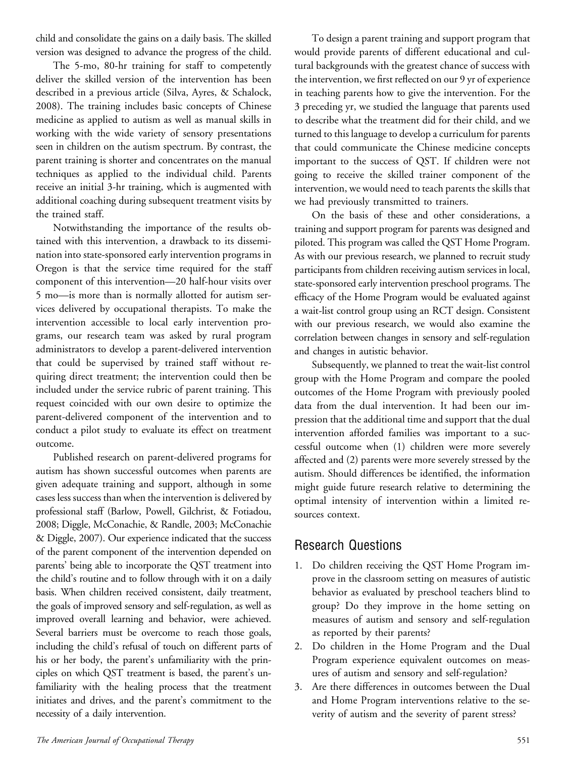child and consolidate the gains on a daily basis. The skilled version was designed to advance the progress of the child.

The 5-mo, 80-hr training for staff to competently deliver the skilled version of the intervention has been described in a previous article (Silva, Ayres, & Schalock, 2008). The training includes basic concepts of Chinese medicine as applied to autism as well as manual skills in working with the wide variety of sensory presentations seen in children on the autism spectrum. By contrast, the parent training is shorter and concentrates on the manual techniques as applied to the individual child. Parents receive an initial 3-hr training, which is augmented with additional coaching during subsequent treatment visits by the trained staff.

Notwithstanding the importance of the results obtained with this intervention, a drawback to its dissemination into state-sponsored early intervention programs in Oregon is that the service time required for the staff component of this intervention—20 half-hour visits over 5 mo—is more than is normally allotted for autism services delivered by occupational therapists. To make the intervention accessible to local early intervention programs, our research team was asked by rural program administrators to develop a parent-delivered intervention that could be supervised by trained staff without requiring direct treatment; the intervention could then be included under the service rubric of parent training. This request coincided with our own desire to optimize the parent-delivered component of the intervention and to conduct a pilot study to evaluate its effect on treatment outcome.

Published research on parent-delivered programs for autism has shown successful outcomes when parents are given adequate training and support, although in some cases less success than when the intervention is delivered by professional staff (Barlow, Powell, Gilchrist, & Fotiadou, 2008; Diggle, McConachie, & Randle, 2003; McConachie & Diggle, 2007). Our experience indicated that the success of the parent component of the intervention depended on parents' being able to incorporate the QST treatment into the child's routine and to follow through with it on a daily basis. When children received consistent, daily treatment, the goals of improved sensory and self-regulation, as well as improved overall learning and behavior, were achieved. Several barriers must be overcome to reach those goals, including the child's refusal of touch on different parts of his or her body, the parent's unfamiliarity with the principles on which QST treatment is based, the parent's unfamiliarity with the healing process that the treatment initiates and drives, and the parent's commitment to the necessity of a daily intervention.

To design a parent training and support program that would provide parents of different educational and cultural backgrounds with the greatest chance of success with the intervention, we first reflected on our 9 yr of experience in teaching parents how to give the intervention. For the 3 preceding yr, we studied the language that parents used to describe what the treatment did for their child, and we turned to this language to develop a curriculum for parents that could communicate the Chinese medicine concepts important to the success of QST. If children were not going to receive the skilled trainer component of the intervention, we would need to teach parents the skills that we had previously transmitted to trainers.

On the basis of these and other considerations, a training and support program for parents was designed and piloted. This program was called the QST Home Program. As with our previous research, we planned to recruit study participants from children receiving autism services in local, state-sponsored early intervention preschool programs. The efficacy of the Home Program would be evaluated against a wait-list control group using an RCT design. Consistent with our previous research, we would also examine the correlation between changes in sensory and self-regulation and changes in autistic behavior.

Subsequently, we planned to treat the wait-list control group with the Home Program and compare the pooled outcomes of the Home Program with previously pooled data from the dual intervention. It had been our impression that the additional time and support that the dual intervention afforded families was important to a successful outcome when (1) children were more severely affected and (2) parents were more severely stressed by the autism. Should differences be identified, the information might guide future research relative to determining the optimal intensity of intervention within a limited resources context.

## Research Questions

1. Do children receiving the QST Home Program improve in the classroom setting on measures of autistic behavior as evaluated by preschool teachers blind to group? Do they improve in the home setting on measures of autism and sensory and self-regulation as reported by their parents?
2. Do children in the Home Program and the Dual Program experience equivalent outcomes on measures of autism and sensory and self-regulation?
3. Are there differences in outcomes between the Dual and Home Program interventions relative to the severity of autism and the severity of parent stress?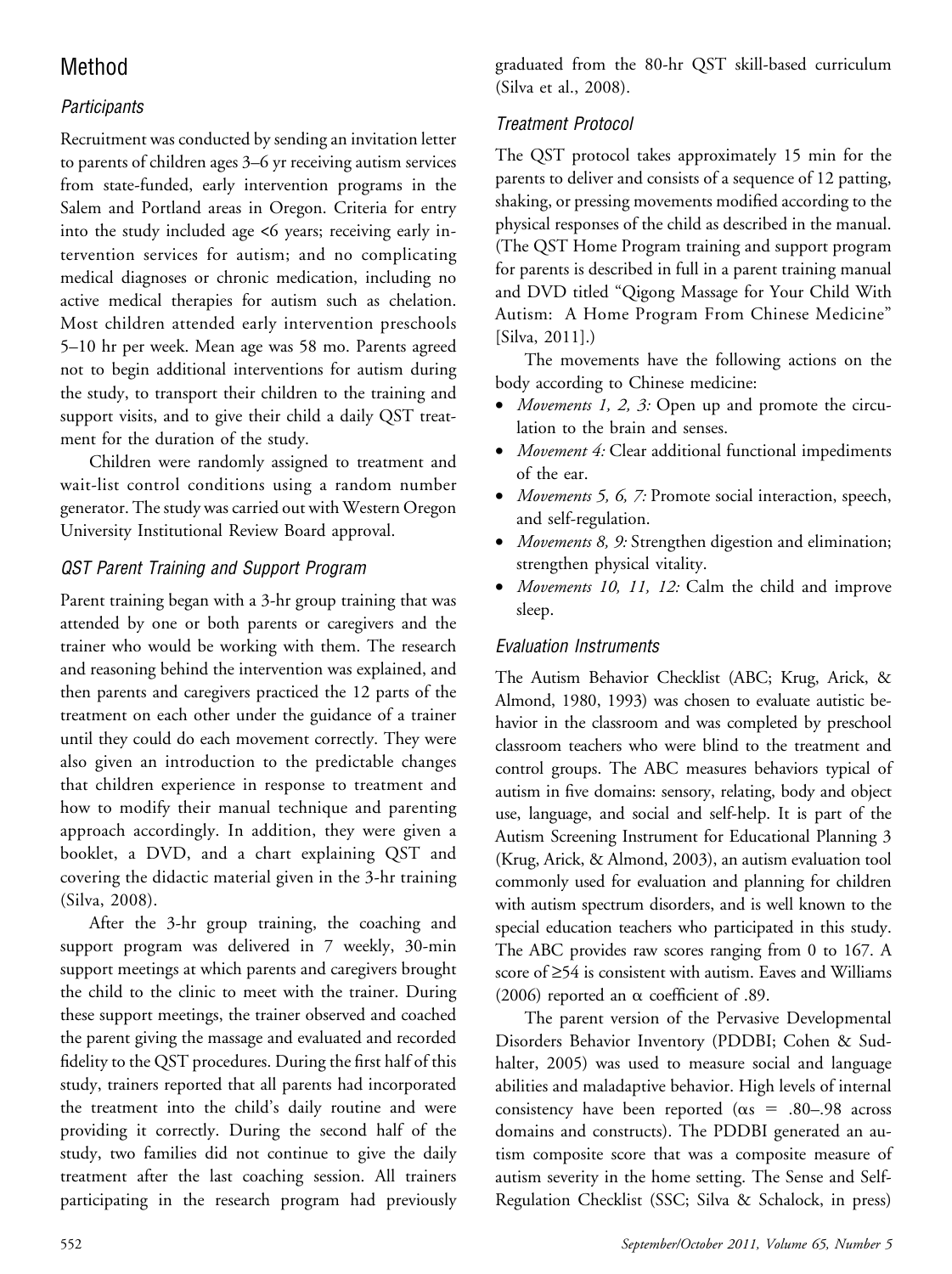## Method

### Participants

Recruitment was conducted by sending an invitation letter to parents of children ages 3–6 yr receiving autism services from state-funded, early intervention programs in the Salem and Portland areas in Oregon. Criteria for entry into the study included age <6 years; receiving early intervention services for autism; and no complicating medical diagnoses or chronic medication, including no active medical therapies for autism such as chelation. Most children attended early intervention preschools 5–10 hr per week. Mean age was 58 mo. Parents agreed not to begin additional interventions for autism during the study, to transport their children to the training and support visits, and to give their child a daily QST treatment for the duration of the study.

Children were randomly assigned to treatment and wait-list control conditions using a random number generator. The study was carried out with Western Oregon University Institutional Review Board approval.

### QST Parent Training and Support Program

Parent training began with a 3-hr group training that was attended by one or both parents or caregivers and the trainer who would be working with them. The research and reasoning behind the intervention was explained, and then parents and caregivers practiced the 12 parts of the treatment on each other under the guidance of a trainer until they could do each movement correctly. They were also given an introduction to the predictable changes that children experience in response to treatment and how to modify their manual technique and parenting approach accordingly. In addition, they were given a booklet, a DVD, and a chart explaining QST and covering the didactic material given in the 3-hr training (Silva, 2008).

After the 3-hr group training, the coaching and support program was delivered in 7 weekly, 30-min support meetings at which parents and caregivers brought the child to the clinic to meet with the trainer. During these support meetings, the trainer observed and coached the parent giving the massage and evaluated and recorded fidelity to the QST procedures. During the first half of this study, trainers reported that all parents had incorporated the treatment into the child's daily routine and were providing it correctly. During the second half of the study, two families did not continue to give the daily treatment after the last coaching session. All trainers participating in the research program had previously graduated from the 80-hr QST skill-based curriculum (Silva et al., 2008).

### Treatment Protocol

The QST protocol takes approximately 15 min for the parents to deliver and consists of a sequence of 12 patting, shaking, or pressing movements modified according to the physical responses of the child as described in the manual. (The QST Home Program training and support program for parents is described in full in a parent training manual and DVD titled "Qigong Massage for Your Child With Autism: A Home Program From Chinese Medicine" [Silva, 2011].)

The movements have the following actions on the body according to Chinese medicine:

- *Movements 1, 2, 3:* Open up and promote the circulation to the brain and senses.
- *Movement 4:* Clear additional functional impediments of the ear.
- *Movements 5, 6, 7:* Promote social interaction, speech, and self-regulation.
- *Movements 8, 9:* Strengthen digestion and elimination; strengthen physical vitality.
- *Movements 10, 11, 12:* Calm the child and improve sleep.

### Evaluation Instruments

The Autism Behavior Checklist (ABC; Krug, Arick, & Almond, 1980, 1993) was chosen to evaluate autistic behavior in the classroom and was completed by preschool classroom teachers who were blind to the treatment and control groups. The ABC measures behaviors typical of autism in five domains: sensory, relating, body and object use, language, and social and self-help. It is part of the Autism Screening Instrument for Educational Planning 3 (Krug, Arick, & Almond, 2003), an autism evaluation tool commonly used for evaluation and planning for children with autism spectrum disorders, and is well known to the special education teachers who participated in this study. The ABC provides raw scores ranging from 0 to 167. A score of ≥54 is consistent with autism. Eaves and Williams (2006) reported an $\alpha$ coefficient of .89.

The parent version of the Pervasive Developmental Disorders Behavior Inventory (PDDBI; Cohen & Sudhalter, 2005) was used to measure social and language abilities and maladaptive behavior. High levels of internal consistency have been reported ($\alpha$s = .80–.98 across domains and constructs). The PDDBI generated an autism composite score that was a composite measure of autism severity in the home setting. The Sense and Self-Regulation Checklist (SSC; Silva & Schalock, in press)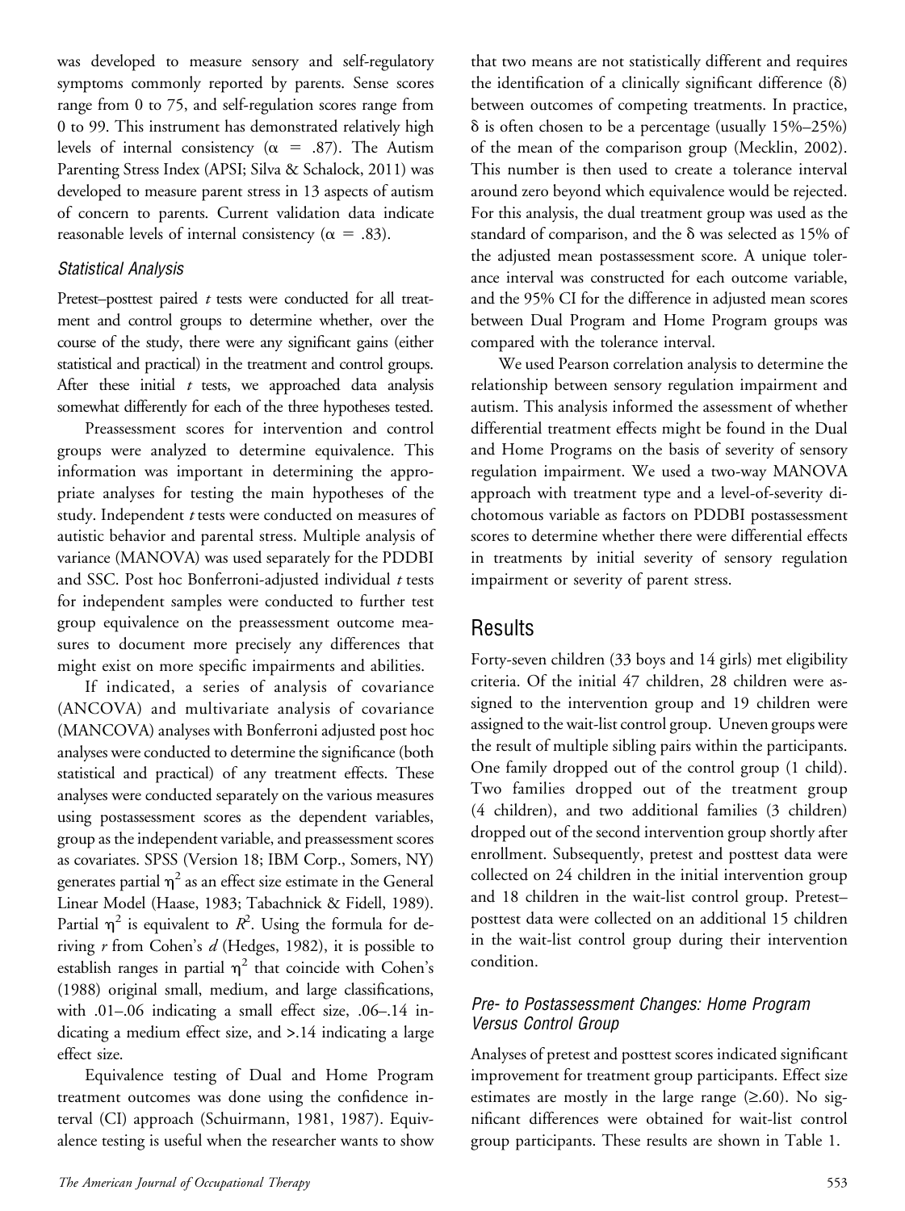was developed to measure sensory and self-regulatory symptoms commonly reported by parents. Sense scores range from 0 to 75, and self-regulation scores range from 0 to 99. This instrument has demonstrated relatively high levels of internal consistency ($\alpha = .87$). The Autism Parenting Stress Index (APSI; Silva & Schalock, 2011) was developed to measure parent stress in 13 aspects of autism of concern to parents. Current validation data indicate reasonable levels of internal consistency ($\alpha = .83$).

### Statistical Analysis

Pretest–posttest paired *t* tests were conducted for all treatment and control groups to determine whether, over the course of the study, there were any significant gains (either statistical and practical) in the treatment and control groups. After these initial *t* tests, we approached data analysis somewhat differently for each of the three hypotheses tested.

Preassessment scores for intervention and control groups were analyzed to determine equivalence. This information was important in determining the appropriate analyses for testing the main hypotheses of the study. Independent *t* tests were conducted on measures of autistic behavior and parental stress. Multiple analysis of variance (MANOVA) was used separately for the PDDBI and SSC. Post hoc Bonferroni-adjusted individual *t* tests for independent samples were conducted to further test group equivalence on the preassessment outcome measures to document more precisely any differences that might exist on more specific impairments and abilities.

If indicated, a series of analysis of covariance (ANCOVA) and multivariate analysis of covariance (MANCOVA) analyses with Bonferroni adjusted post hoc analyses were conducted to determine the significance (both statistical and practical) of any treatment effects. These analyses were conducted separately on the various measures using postassessment scores as the dependent variables, group as the independent variable, and preassessment scores as covariates. SPSS (Version 18; IBM Corp., Somers, NY) generates partial $\eta^2$ as an effect size estimate in the General Linear Model (Haase, 1983; Tabachnick & Fidell, 1989). Partial $\eta^2$ is equivalent to $R^2$. Using the formula for deriving *r* from Cohen's *d* (Hedges, 1982), it is possible to establish ranges in partial $\eta^2$ that coincide with Cohen's (1988) original small, medium, and large classifications, with .01–.06 indicating a small effect size, .06–.14 indicating a medium effect size, and >.14 indicating a large effect size.

Equivalence testing of Dual and Home Program treatment outcomes was done using the confidence interval (CI) approach (Schuirmann, 1981, 1987). Equivalence testing is useful when the researcher wants to show that two means are not statistically different and requires the identification of a clinically significant difference ($\delta$) between outcomes of competing treatments. In practice, $\delta$ is often chosen to be a percentage (usually 15%–25%) of the mean of the comparison group (Mecklin, 2002). This number is then used to create a tolerance interval around zero beyond which equivalence would be rejected. For this analysis, the dual treatment group was used as the standard of comparison, and the $\delta$ was selected as 15% of the adjusted mean postassessment score. A unique tolerance interval was constructed for each outcome variable, and the 95% CI for the difference in adjusted mean scores between Dual Program and Home Program groups was compared with the tolerance interval.

We used Pearson correlation analysis to determine the relationship between sensory regulation impairment and autism. This analysis informed the assessment of whether differential treatment effects might be found in the Dual and Home Programs on the basis of severity of sensory regulation impairment. We used a two-way MANOVA approach with treatment type and a level-of-severity dichotomous variable as factors on PDDBI postassessment scores to determine whether there were differential effects in treatments by initial severity of sensory regulation impairment or severity of parent stress.

## Results

Forty-seven children (33 boys and 14 girls) met eligibility criteria. Of the initial 47 children, 28 children were assigned to the intervention group and 19 children were assigned to the wait-list control group. Uneven groups were the result of multiple sibling pairs within the participants. One family dropped out of the control group (1 child). Two families dropped out of the treatment group (4 children), and two additional families (3 children) dropped out of the second intervention group shortly after enrollment. Subsequently, pretest and posttest data were collected on 24 children in the initial intervention group and 18 children in the wait-list control group. Pretest–posttest data were collected on an additional 15 children in the wait-list control group during their intervention condition.

### Pre- to Postassessment Changes: Home Program Versus Control Group

Analyses of pretest and posttest scores indicated significant improvement for treatment group participants. Effect size estimates are mostly in the large range (≥.60). No significant differences were obtained for wait-list control group participants. These results are shown in Table 1.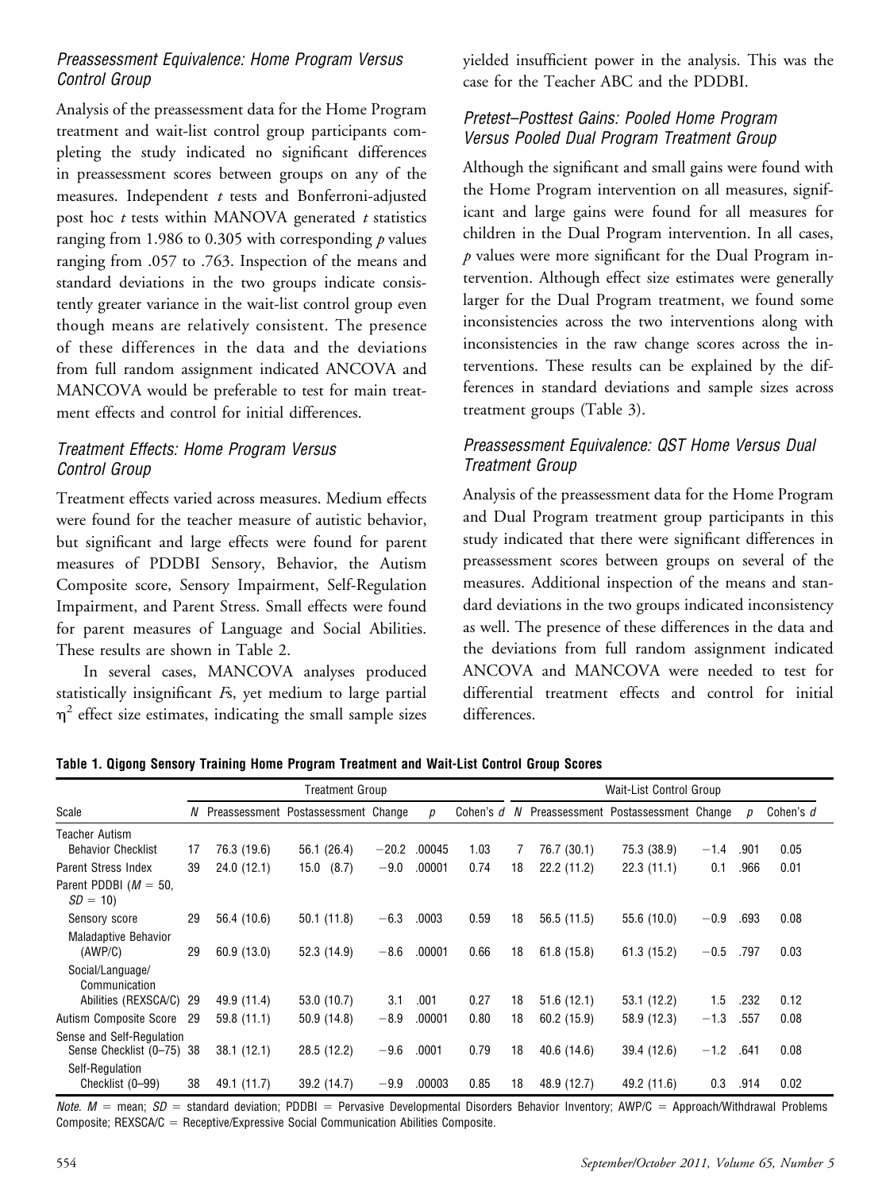### *Preassessment Equivalence: Home Program Versus Control Group*

Analysis of the preassessment data for the Home Program treatment and wait-list control group participants completing the study indicated no significant differences in preassessment scores between groups on any of the measures. Independent *t* tests and Bonferroni-adjusted post hoc *t* tests within MANOVA generated *t* statistics ranging from 1.986 to 0.305 with corresponding *p* values ranging from .057 to .763. Inspection of the means and standard deviations in the two groups indicate consistently greater variance in the wait-list control group even though means are relatively consistent. The presence of these differences in the data and the deviations from full random assignment indicated ANCOVA and MANCOVA would be preferable to test for main treatment effects and control for initial differences.

### *Treatment Effects: Home Program Versus Control Group*

Treatment effects varied across measures. Medium effects were found for the teacher measure of autistic behavior, but significant and large effects were found for parent measures of PDDBI Sensory, Behavior, the Autism Composite score, Sensory Impairment, Self-Regulation Impairment, and Parent Stress. Small effects were found for parent measures of Language and Social Abilities. These results are shown in Table 2.

In several cases, MANCOVA analyses produced statistically insignificant *F*s, yet medium to large partial $\eta^2$ effect size estimates, indicating the small sample sizes yielded insufficient power in the analysis. This was the case for the Teacher ABC and the PDDBI.

### *Pretest–Posttest Gains: Pooled Home Program Versus Pooled Dual Program Treatment Group*

Although the significant and small gains were found with the Home Program intervention on all measures, significant and large gains were found for all measures for children in the Dual Program intervention. In all cases, *p* values were more significant for the Dual Program intervention. Although effect size estimates were generally larger for the Dual Program treatment, we found some inconsistencies across the two interventions along with inconsistencies in the raw change scores across the interventions. These results can be explained by the differences in standard deviations and sample sizes across treatment groups (Table 3).

### *Preassessment Equivalence: QST Home Versus Dual Treatment Group*

Analysis of the preassessment data for the Home Program and Dual Program treatment group participants in this study indicated that there were significant differences in preassessment scores between groups on several of the measures. Additional inspection of the means and standard deviations in the two groups indicated inconsistency as well. The presence of these differences in the data and the deviations from full random assignment indicated ANCOVA and MANCOVA were needed to test for differential treatment effects and control for initial differences.

**Table 1. Qigong Sensory Training Home Program Treatment and Wait-List Control Group Scores**

| | Treatment Group | | | | | | Wait-List Control Group | | | | | |
|---|---|---|---|---|---|---|---|---|---|---|---|---|
| Scale | *N* | Preassessment | Postassessment | Change | *p* | Cohen's *d* | *N* | Preassessment | Postassessment | Change | *p* | Cohen's *d* |
| Teacher Autism Behavior Checklist | 17 | 76.3 (19.6) | 56.1 (26.4) | −20.2 | .00045 | 1.03 | 7 | 76.7 (30.1) | 75.3 (38.9) | −1.4 | .901 | 0.05 |
| Parent Stress Index | 39 | 24.0 (12.1) | 15.0 (8.7) | −9.0 | .00001 | 0.74 | 18 | 22.2 (11.2) | 22.3 (11.1) | 0.1 | .966 | 0.01 |
| Parent PDDBI ($M$ = 50, $SD$ = 10) | | | | | | | | | | | | |
| Sensory score | 29 | 56.4 (10.6) | 50.1 (11.8) | −6.3 | .0003 | 0.59 | 18 | 56.5 (11.5) | 55.6 (10.0) | −0.9 | .693 | 0.08 |
| Maladaptive Behavior (AWP/C) | 29 | 60.9 (13.0) | 52.3 (14.9) | −8.6 | .00001 | 0.66 | 18 | 61.8 (15.8) | 61.3 (15.2) | −0.5 | .797 | 0.03 |
| Social/Language/Communication Abilities (REXSCA/C) | 29 | 49.9 (11.4) | 53.0 (10.7) | 3.1 | .001 | 0.27 | 18 | 51.6 (12.1) | 53.1 (12.2) | 1.5 | .232 | 0.12 |
| Autism Composite Score | 29 | 59.8 (11.1) | 50.9 (14.8) | −8.9 | .00001 | 0.80 | 18 | 60.2 (15.9) | 58.9 (12.3) | −1.3 | .557 | 0.08 |
| Sense and Self-Regulation Sense Checklist (0–75) | 38 | 38.1 (12.1) | 28.5 (12.2) | −9.6 | .0001 | 0.79 | 18 | 40.6 (14.6) | 39.4 (12.6) | −1.2 | .641 | 0.08 |
| Self-Regulation Checklist (0–99) | 38 | 49.1 (11.7) | 39.2 (14.7) | −9.9 | .00003 | 0.85 | 18 | 48.9 (12.7) | 49.2 (11.6) | 0.3 | .914 | 0.02 |

*Note.* $M$ = mean; $SD$ = standard deviation; PDDBI = Pervasive Developmental Disorders Behavior Inventory; AWP/C = Approach/Withdrawal Problems Composite; REXSCA/C = Receptive/Expressive Social Communication Abilities Composite.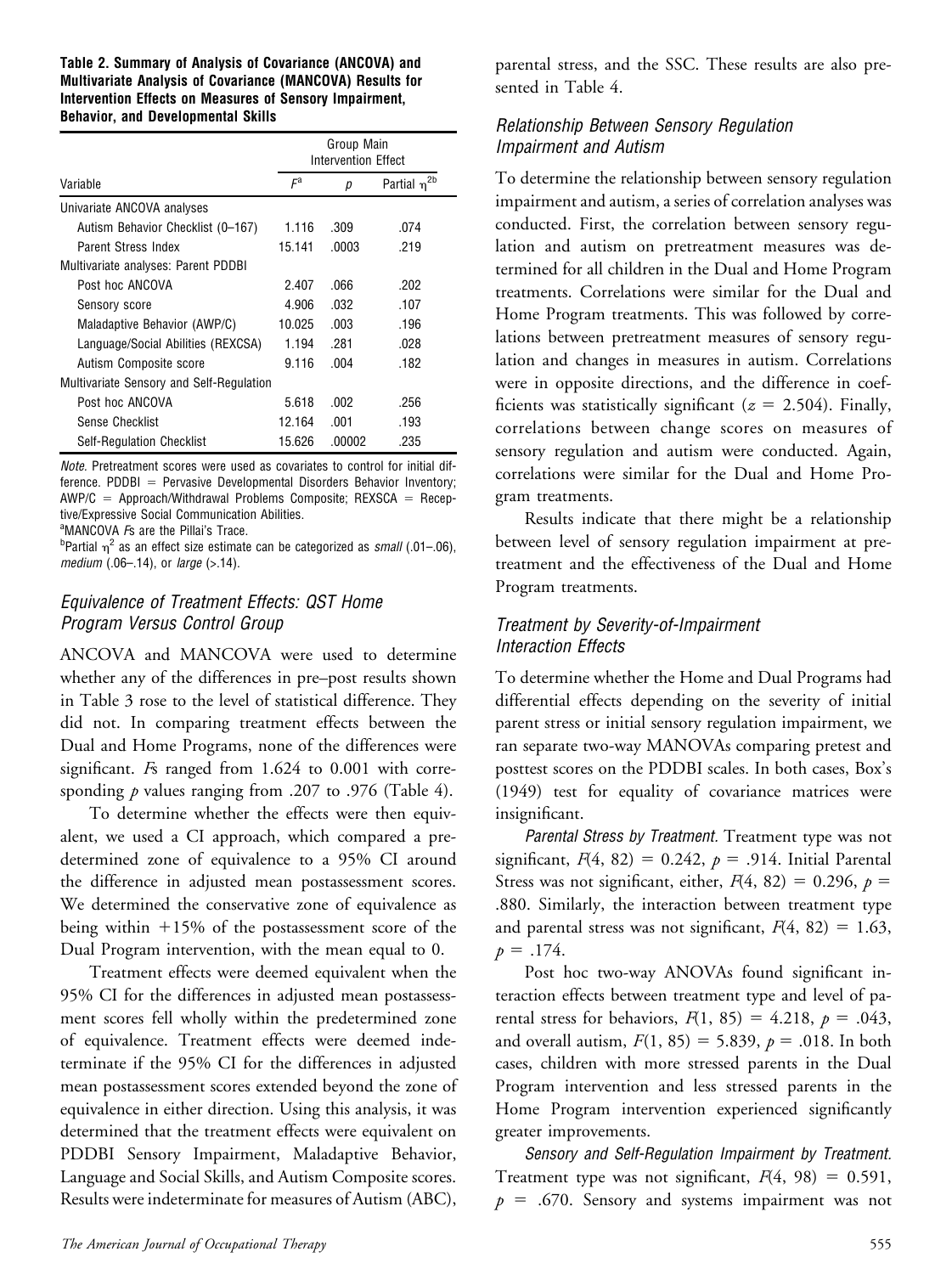**Table 2. Summary of Analysis of Covariance (ANCOVA) and Multivariate Analysis of Covariance (MANCOVA) Results for Intervention Effects on Measures of Sensory Impairment, Behavior, and Developmental Skills**

| Variable | Group Main Intervention Effect | | |
|---|---|---|---|
| | $F^a$ | $p$ | Partial $\eta^{2b}$ |
| Univariate ANCOVA analyses | | | |
| Autism Behavior Checklist (0–167) | 1.116 | .309 | .074 |
| Parent Stress Index | 15.141 | .0003 | .219 |
| Multivariate analyses: Parent PDDBI | | | |
| Post hoc ANCOVA | 2.407 | .066 | .202 |
| Sensory score | 4.906 | .032 | .107 |
| Maladaptive Behavior (AWP/C) | 10.025 | .003 | .196 |
| Language/Social Abilities (REXCSA) | 1.194 | .281 | .028 |
| Autism Composite score | 9.116 | .004 | .182 |
| Multivariate Sensory and Self-Regulation | | | |
| Post hoc ANCOVA | 5.618 | .002 | .256 |
| Sense Checklist | 12.164 | .001 | .193 |
| Self-Regulation Checklist | 15.626 | .00002 | .235 |

*Note.* Pretreatment scores were used as covariates to control for initial difference. PDDBI = Pervasive Developmental Disorders Behavior Inventory; AWP/C = Approach/Withdrawal Problems Composite; REXSCA = Receptive/Expressive Social Communication Abilities.
[a]MANCOVA *F*s are the Pillai's Trace.
[b]Partial $\eta^2$ as an effect size estimate can be categorized as *small* (.01–.06), *medium* (.06–.14), or *large* (>.14).

### *Equivalence of Treatment Effects: QST Home Program Versus Control Group*

ANCOVA and MANCOVA were used to determine whether any of the differences in pre–post results shown in Table 3 rose to the level of statistical difference. They did not. In comparing treatment effects between the Dual and Home Programs, none of the differences were significant. *F*s ranged from 1.624 to 0.001 with corresponding $p$ values ranging from .207 to .976 (Table 4).

To determine whether the effects were then equivalent, we used a CI approach, which compared a predetermined zone of equivalence to a 95% CI around the difference in adjusted mean postassessment scores. We determined the conservative zone of equivalence as being within +15% of the postassessment score of the Dual Program intervention, with the mean equal to 0.

Treatment effects were deemed equivalent when the 95% CI for the differences in adjusted mean postassessment scores fell wholly within the predetermined zone of equivalence. Treatment effects were deemed indeterminate if the 95% CI for the differences in adjusted mean postassessment scores extended beyond the zone of equivalence in either direction. Using this analysis, it was determined that the treatment effects were equivalent on PDDBI Sensory Impairment, Maladaptive Behavior, Language and Social Skills, and Autism Composite scores. Results were indeterminate for measures of Autism (ABC), parental stress, and the SSC. These results are also presented in Table 4.

### *Relationship Between Sensory Regulation Impairment and Autism*

To determine the relationship between sensory regulation impairment and autism, a series of correlation analyses was conducted. First, the correlation between sensory regulation and autism on pretreatment measures was determined for all children in the Dual and Home Program treatments. Correlations were similar for the Dual and Home Program treatments. This was followed by correlations between pretreatment measures of sensory regulation and changes in measures in autism. Correlations were in opposite directions, and the difference in coefficients was statistically significant ($z = 2.504$). Finally, correlations between change scores on measures of sensory regulation and autism were conducted. Again, correlations were similar for the Dual and Home Program treatments.

Results indicate that there might be a relationship between level of sensory regulation impairment at pretreatment and the effectiveness of the Dual and Home Program treatments.

### *Treatment by Severity-of-Impairment Interaction Effects*

To determine whether the Home and Dual Programs had differential effects depending on the severity of initial parent stress or initial sensory regulation impairment, we ran separate two-way MANOVAs comparing pretest and posttest scores on the PDDBI scales. In both cases, Box's (1949) test for equality of covariance matrices were insignificant.

*Parental Stress by Treatment.* Treatment type was not significant, $F(4, 82) = 0.242$, $p = .914$. Initial Parental Stress was not significant, either, $F(4, 82) = 0.296$, $p = .880$. Similarly, the interaction between treatment type and parental stress was not significant, $F(4, 82) = 1.63$, $p = .174$.

Post hoc two-way ANOVAs found significant interaction effects between treatment type and level of parental stress for behaviors, $F(1, 85) = 4.218$, $p = .043$, and overall autism, $F(1, 85) = 5.839$, $p = .018$. In both cases, children with more stressed parents in the Dual Program intervention and less stressed parents in the Home Program intervention experienced significantly greater improvements.

*Sensory and Self-Regulation Impairment by Treatment.* Treatment type was not significant, $F(4, 98) = 0.591$, $p = .670$. Sensory and systems impairment was not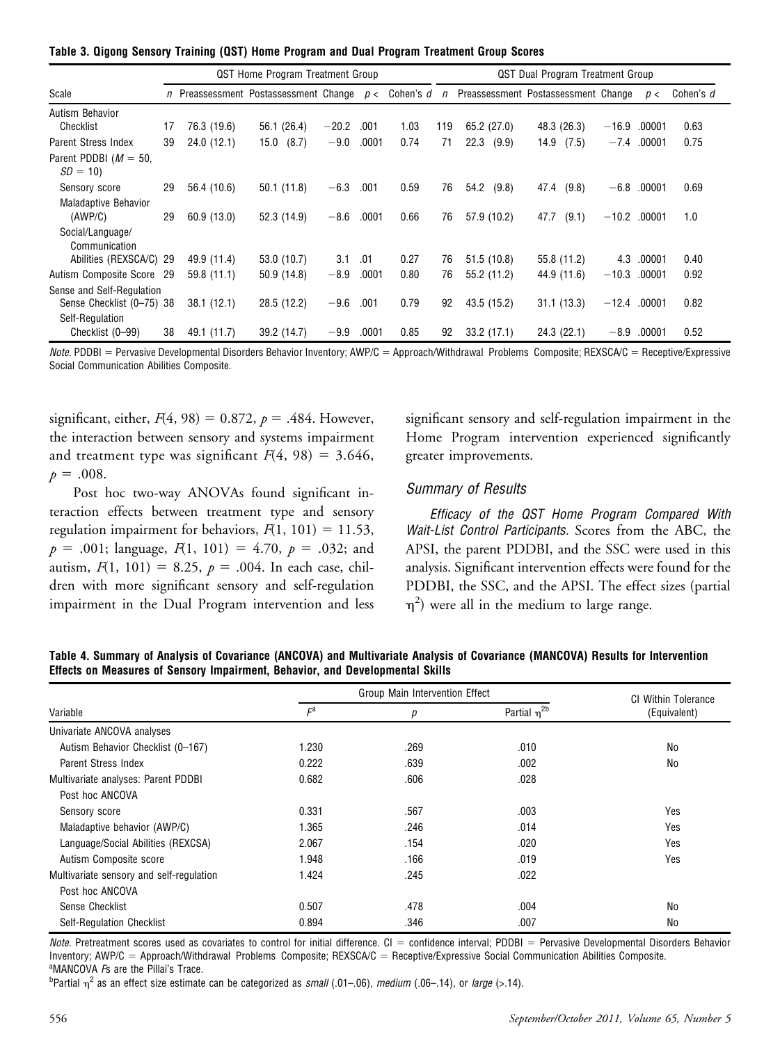**Table 3. Qigong Sensory Training (QST) Home Program and Dual Program Treatment Group Scores**

| Scale | QST Home Program Treatment Group | | | | | | QST Dual Program Treatment Group | | | | | |
|---|---|---|---|---|---|---|---|---|---|---|---|---|
| | *n* | Preassessment | Postassessment | Change | *p* < | Cohen's *d* | *n* | Preassessment | Postassessment | Change | *p* < | Cohen's *d* |
| Autism Behavior Checklist | 17 | 76.3 (19.6) | 56.1 (26.4) | −20.2 | .001 | 1.03 | 119 | 65.2 (27.0) | 48.3 (26.3) | −16.9 | .00001 | 0.63 |
| Parent Stress Index | 39 | 24.0 (12.1) | 15.0 (8.7) | −9.0 | .0001 | 0.74 | 71 | 22.3 (9.9) | 14.9 (7.5) | −7.4 | .00001 | 0.75 |
| Parent PDDBI ($M = 50$, $SD = 10$) | | | | | | | | | | | | |
| Sensory score | 29 | 56.4 (10.6) | 50.1 (11.8) | −6.3 | .001 | 0.59 | 76 | 54.2 (9.8) | 47.4 (9.8) | −6.8 | .00001 | 0.69 |
| Maladaptive Behavior (AWP/C) | 29 | 60.9 (13.0) | 52.3 (14.9) | −8.6 | .0001 | 0.66 | 76 | 57.9 (10.2) | 47.7 (9.1) | −10.2 | .00001 | 1.0 |
| Social/Language/Communication Abilities (REXSCA/C) | 29 | 49.9 (11.4) | 53.0 (10.7) | 3.1 | .01 | 0.27 | 76 | 51.5 (10.8) | 55.8 (11.2) | 4.3 | .00001 | 0.40 |
| Autism Composite Score | 29 | 59.8 (11.1) | 50.9 (14.8) | −8.9 | .0001 | 0.80 | 76 | 55.2 (11.2) | 44.9 (11.6) | −10.3 | .00001 | 0.92 |
| Sense and Self-Regulation | | | | | | | | | | | | |
| Sense Checklist (0–75) | 38 | 38.1 (12.1) | 28.5 (12.2) | −9.6 | .001 | 0.79 | 92 | 43.5 (15.2) | 31.1 (13.3) | −12.4 | .00001 | 0.82 |
| Self-Regulation Checklist (0–99) | 38 | 49.1 (11.7) | 39.2 (14.7) | −9.9 | .0001 | 0.85 | 92 | 33.2 (17.1) | 24.3 (22.1) | −8.9 | .00001 | 0.52 |

*Note.* PDDBI = Pervasive Developmental Disorders Behavior Inventory; AWP/C = Approach/Withdrawal Problems Composite; REXSCA/C = Receptive/Expressive Social Communication Abilities Composite.

significant, either, $F(4, 98) = 0.872$, $p = .484$. However, the interaction between sensory and systems impairment and treatment type was significant $F(4, 98) = 3.646$, $p = .008$.

Post hoc two-way ANOVAs found significant interaction effects between treatment type and sensory regulation impairment for behaviors, $F(1, 101) = 11.53$, $p = .001$; language, $F(1, 101) = 4.70$, $p = .032$; and autism, $F(1, 101) = 8.25$, $p = .004$. In each case, children with more significant sensory and self-regulation impairment in the Dual Program intervention and less significant sensory and self-regulation impairment in the Home Program intervention experienced significantly greater improvements.

### *Summary of Results*

*Efficacy of the QST Home Program Compared With Wait-List Control Participants.* Scores from the ABC, the APSI, the parent PDDBI, and the SSC were used in this analysis. Significant intervention effects were found for the PDDBI, the SSC, and the APSI. The effect sizes (partial $\eta^2$) were all in the medium to large range.

**Table 4. Summary of Analysis of Covariance (ANCOVA) and Multivariate Analysis of Covariance (MANCOVA) Results for Intervention Effects on Measures of Sensory Impairment, Behavior, and Developmental Skills**

| Variable | Group Main Intervention Effect | | | CI Within Tolerance (Equivalent) |
|---|---|---|---|---|
| | $F$[a] | $p$ | Partial $\eta^2$[b] | |
| Univariate ANCOVA analyses | | | | |
| Autism Behavior Checklist (0–167) | 1.230 | .269 | .010 | No |
| Parent Stress Index | 0.222 | .639 | .002 | No |
| Multivariate analyses: Parent PDDBI | 0.682 | .606 | .028 | |
| Post hoc ANCOVA | | | | |
| Sensory score | 0.331 | .567 | .003 | Yes |
| Maladaptive behavior (AWP/C) | 1.365 | .246 | .014 | Yes |
| Language/Social Abilities (REXCSA) | 2.067 | .154 | .020 | Yes |
| Autism Composite score | 1.948 | .166 | .019 | Yes |
| Multivariate sensory and self-regulation | 1.424 | .245 | .022 | |
| Post hoc ANCOVA | | | | |
| Sense Checklist | 0.507 | .478 | .004 | No |
| Self-Regulation Checklist | 0.894 | .346 | .007 | No |

*Note.* Pretreatment scores used as covariates to control for initial difference. CI = confidence interval; PDDBI = Pervasive Developmental Disorders Behavior Inventory; AWP/C = Approach/Withdrawal Problems Composite; REXSCA/C = Receptive/Expressive Social Communication Abilities Composite.
[a]MANCOVA *F*s are the Pillai's Trace.
[b]Partial $\eta^2$ as an effect size estimate can be categorized as *small* (.01–.06), *medium* (.06–.14), or *large* (>.14).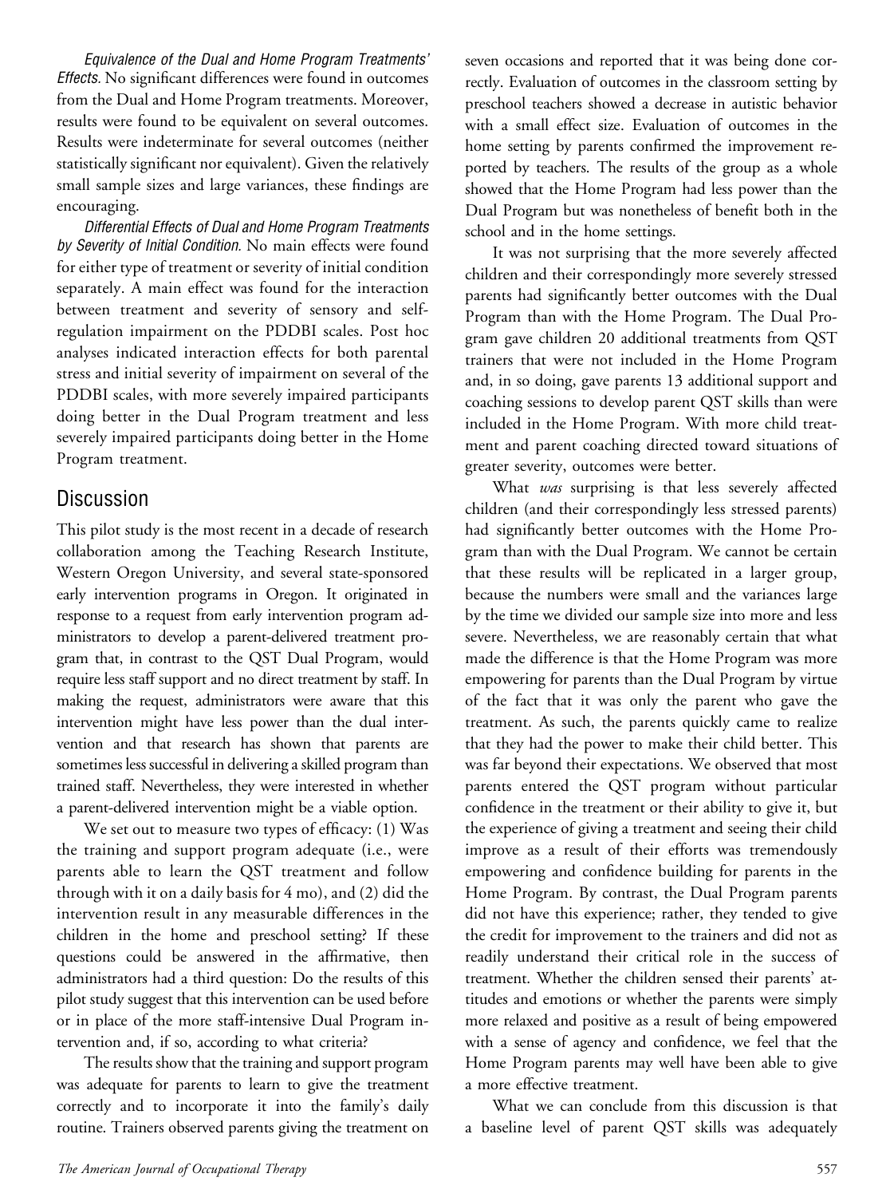*Equivalence of the Dual and Home Program Treatments' Effects.* No significant differences were found in outcomes from the Dual and Home Program treatments. Moreover, results were found to be equivalent on several outcomes. Results were indeterminate for several outcomes (neither statistically significant nor equivalent). Given the relatively small sample sizes and large variances, these findings are encouraging.

*Differential Effects of Dual and Home Program Treatments by Severity of Initial Condition.* No main effects were found for either type of treatment or severity of initial condition separately. A main effect was found for the interaction between treatment and severity of sensory and self-regulation impairment on the PDDBI scales. Post hoc analyses indicated interaction effects for both parental stress and initial severity of impairment on several of the PDDBI scales, with more severely impaired participants doing better in the Dual Program treatment and less severely impaired participants doing better in the Home Program treatment.

## Discussion

This pilot study is the most recent in a decade of research collaboration among the Teaching Research Institute, Western Oregon University, and several state-sponsored early intervention programs in Oregon. It originated in response to a request from early intervention program administrators to develop a parent-delivered treatment program that, in contrast to the QST Dual Program, would require less staff support and no direct treatment by staff. In making the request, administrators were aware that this intervention might have less power than the dual intervention and that research has shown that parents are sometimes less successful in delivering a skilled program than trained staff. Nevertheless, they were interested in whether a parent-delivered intervention might be a viable option.

We set out to measure two types of efficacy: (1) Was the training and support program adequate (i.e., were parents able to learn the QST treatment and follow through with it on a daily basis for 4 mo), and (2) did the intervention result in any measurable differences in the children in the home and preschool setting? If these questions could be answered in the affirmative, then administrators had a third question: Do the results of this pilot study suggest that this intervention can be used before or in place of the more staff-intensive Dual Program intervention and, if so, according to what criteria?

The results show that the training and support program was adequate for parents to learn to give the treatment correctly and to incorporate it into the family's daily routine. Trainers observed parents giving the treatment on seven occasions and reported that it was being done correctly. Evaluation of outcomes in the classroom setting by preschool teachers showed a decrease in autistic behavior with a small effect size. Evaluation of outcomes in the home setting by parents confirmed the improvement reported by teachers. The results of the group as a whole showed that the Home Program had less power than the Dual Program but was nonetheless of benefit both in the school and in the home settings.

It was not surprising that the more severely affected children and their correspondingly more severely stressed parents had significantly better outcomes with the Dual Program than with the Home Program. The Dual Program gave children 20 additional treatments from QST trainers that were not included in the Home Program and, in so doing, gave parents 13 additional support and coaching sessions to develop parent QST skills than were included in the Home Program. With more child treatment and parent coaching directed toward situations of greater severity, outcomes were better.

What *was* surprising is that less severely affected children (and their correspondingly less stressed parents) had significantly better outcomes with the Home Program than with the Dual Program. We cannot be certain that these results will be replicated in a larger group, because the numbers were small and the variances large by the time we divided our sample size into more and less severe. Nevertheless, we are reasonably certain that what made the difference is that the Home Program was more empowering for parents than the Dual Program by virtue of the fact that it was only the parent who gave the treatment. As such, the parents quickly came to realize that they had the power to make their child better. This was far beyond their expectations. We observed that most parents entered the QST program without particular confidence in the treatment or their ability to give it, but the experience of giving a treatment and seeing their child improve as a result of their efforts was tremendously empowering and confidence building for parents in the Home Program. By contrast, the Dual Program parents did not have this experience; rather, they tended to give the credit for improvement to the trainers and did not as readily understand their critical role in the success of treatment. Whether the children sensed their parents' attitudes and emotions or whether the parents were simply more relaxed and positive as a result of being empowered with a sense of agency and confidence, we feel that the Home Program parents may well have been able to give a more effective treatment.

What we can conclude from this discussion is that a baseline level of parent QST skills was adequately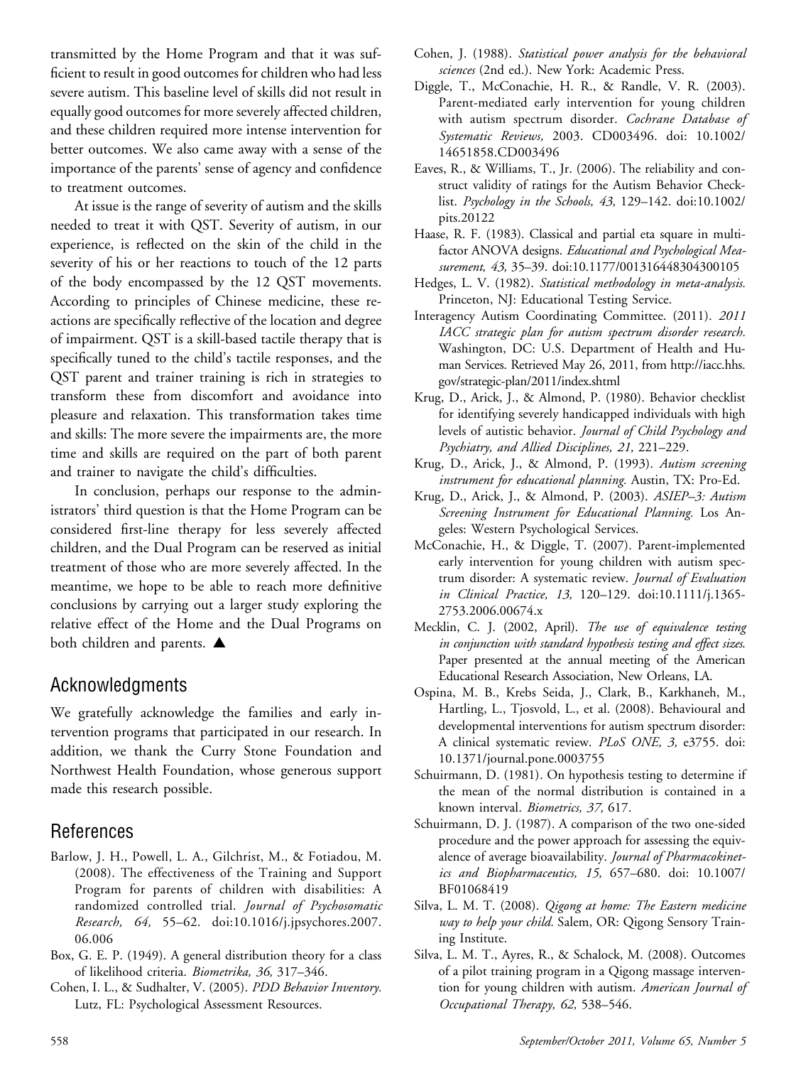transmitted by the Home Program and that it was sufficient to result in good outcomes for children who had less severe autism. This baseline level of skills did not result in equally good outcomes for more severely affected children, and these children required more intense intervention for better outcomes. We also came away with a sense of the importance of the parents' sense of agency and confidence to treatment outcomes.

At issue is the range of severity of autism and the skills needed to treat it with QST. Severity of autism, in our experience, is reflected on the skin of the child in the severity of his or her reactions to touch of the 12 parts of the body encompassed by the 12 QST movements. According to principles of Chinese medicine, these reactions are specifically reflective of the location and degree of impairment. QST is a skill-based tactile therapy that is specifically tuned to the child's tactile responses, and the QST parent and trainer training is rich in strategies to transform these from discomfort and avoidance into pleasure and relaxation. This transformation takes time and skills: The more severe the impairments are, the more time and skills are required on the part of both parent and trainer to navigate the child's difficulties.

In conclusion, perhaps our response to the administrators' third question is that the Home Program can be considered first-line therapy for less severely affected children, and the Dual Program can be reserved as initial treatment of those who are more severely affected. In the meantime, we hope to be able to reach more definitive conclusions by carrying out a larger study exploring the relative effect of the Home and the Dual Programs on both children and parents. ▲

## Acknowledgments

We gratefully acknowledge the families and early intervention programs that participated in our research. In addition, we thank the Curry Stone Foundation and Northwest Health Foundation, whose generous support made this research possible.

## References

Barlow, J. H., Powell, L. A., Gilchrist, M., & Fotiadou, M. (2008). The effectiveness of the Training and Support Program for parents of children with disabilities: A randomized controlled trial. *Journal of Psychosomatic Research, 64,* 55–62. doi:10.1016/j.jpsychores.2007.06.006

Box, G. E. P. (1949). A general distribution theory for a class of likelihood criteria. *Biometrika, 36,* 317–346.

Cohen, I. L., & Sudhalter, V. (2005). *PDD Behavior Inventory.* Lutz, FL: Psychological Assessment Resources.

Cohen, J. (1988). *Statistical power analysis for the behavioral sciences* (2nd ed.). New York: Academic Press.

Diggle, T., McConachie, H. R., & Randle, V. R. (2003). Parent-mediated early intervention for young children with autism spectrum disorder. *Cochrane Database of Systematic Reviews,* 2003. CD003496. doi: 10.1002/14651858.CD003496

Eaves, R., & Williams, T., Jr. (2006). The reliability and construct validity of ratings for the Autism Behavior Checklist. *Psychology in the Schools, 43,* 129–142. doi:10.1002/pits.20122

Haase, R. F. (1983). Classical and partial eta square in multifactor ANOVA designs. *Educational and Psychological Measurement, 43,* 35–39. doi:10.1177/001316448304300105

Hedges, L. V. (1982). *Statistical methodology in meta-analysis.* Princeton, NJ: Educational Testing Service.

Interagency Autism Coordinating Committee. (2011). *2011 IACC strategic plan for autism spectrum disorder research.* Washington, DC: U.S. Department of Health and Human Services. Retrieved May 26, 2011, from http://iacc.hhs.gov/strategic-plan/2011/index.shtml

Krug, D., Arick, J., & Almond, P. (1980). Behavior checklist for identifying severely handicapped individuals with high levels of autistic behavior. *Journal of Child Psychology and Psychiatry, and Allied Disciplines, 21,* 221–229.

Krug, D., Arick, J., & Almond, P. (1993). *Autism screening instrument for educational planning.* Austin, TX: Pro-Ed.

Krug, D., Arick, J., & Almond, P. (2003). *ASIEP–3: Autism Screening Instrument for Educational Planning.* Los Angeles: Western Psychological Services.

McConachie, H., & Diggle, T. (2007). Parent-implemented early intervention for young children with autism spectrum disorder: A systematic review. *Journal of Evaluation in Clinical Practice, 13,* 120–129. doi:10.1111/j.1365-2753.2006.00674.x

Mecklin, C. J. (2002, April). *The use of equivalence testing in conjunction with standard hypothesis testing and effect sizes.* Paper presented at the annual meeting of the American Educational Research Association, New Orleans, LA.

Ospina, M. B., Krebs Seida, J., Clark, B., Karkhaneh, M., Hartling, L., Tjosvold, L., et al. (2008). Behavioural and developmental interventions for autism spectrum disorder: A clinical systematic review. *PLoS ONE, 3,* e3755. doi: 10.1371/journal.pone.0003755

Schuirmann, D. (1981). On hypothesis testing to determine if the mean of the normal distribution is contained in a known interval. *Biometrics, 37,* 617.

Schuirmann, D. J. (1987). A comparison of the two one-sided procedure and the power approach for assessing the equivalence of average bioavailability. *Journal of Pharmacokinetics and Biopharmaceutics, 15,* 657–680. doi: 10.1007/BF01068419

Silva, L. M. T. (2008). *Qigong at home: The Eastern medicine way to help your child.* Salem, OR: Qigong Sensory Training Institute.

Silva, L. M. T., Ayres, R., & Schalock, M. (2008). Outcomes of a pilot training program in a Qigong massage intervention for young children with autism. *American Journal of Occupational Therapy, 62,* 538–546.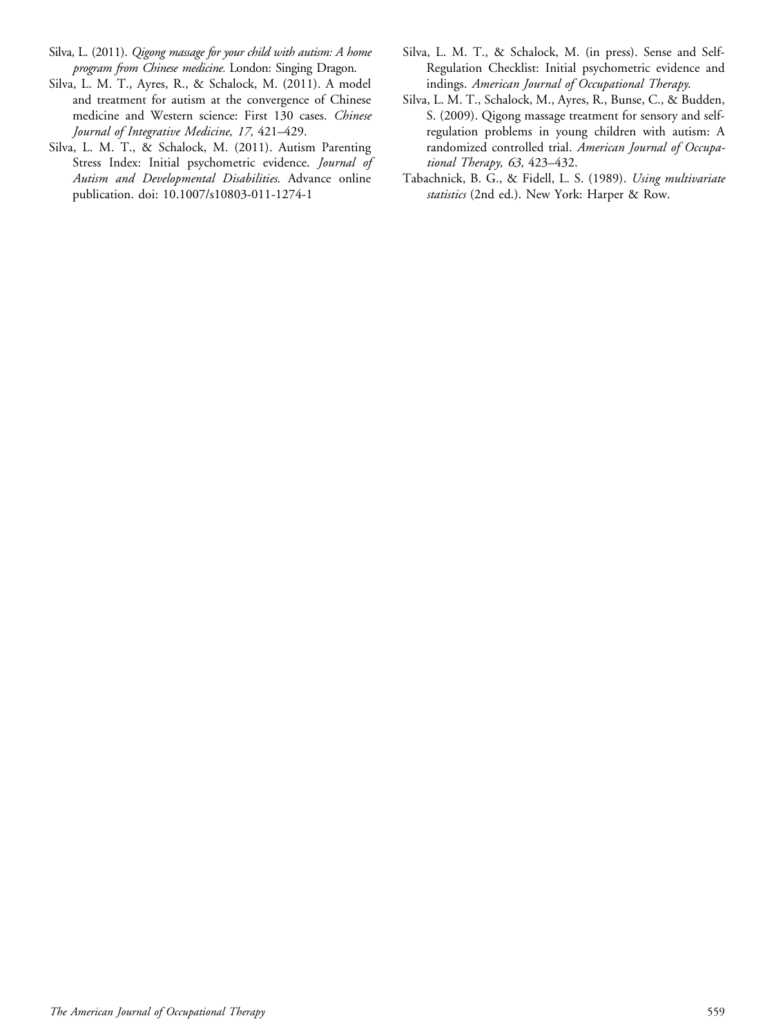Silva, L. (2011). *Qigong massage for your child with autism: A home program from Chinese medicine.* London: Singing Dragon.

Silva, L. M. T., Ayres, R., & Schalock, M. (2011). A model and treatment for autism at the convergence of Chinese medicine and Western science: First 130 cases. *Chinese Journal of Integrative Medicine, 17,* 421–429.

Silva, L. M. T., & Schalock, M. (2011). Autism Parenting Stress Index: Initial psychometric evidence. *Journal of Autism and Developmental Disabilities.* Advance online publication. doi: 10.1007/s10803-011-1274-1

Silva, L. M. T., & Schalock, M. (in press). Sense and Self-Regulation Checklist: Initial psychometric evidence and indings. *American Journal of Occupational Therapy.*

Silva, L. M. T., Schalock, M., Ayres, R., Bunse, C., & Budden, S. (2009). Qigong massage treatment for sensory and self-regulation problems in young children with autism: A randomized controlled trial. *American Journal of Occupational Therapy, 63,* 423–432.

Tabachnick, B. G., & Fidell, L. S. (1989). *Using multivariate statistics* (2nd ed.). New York: Harper & Row.